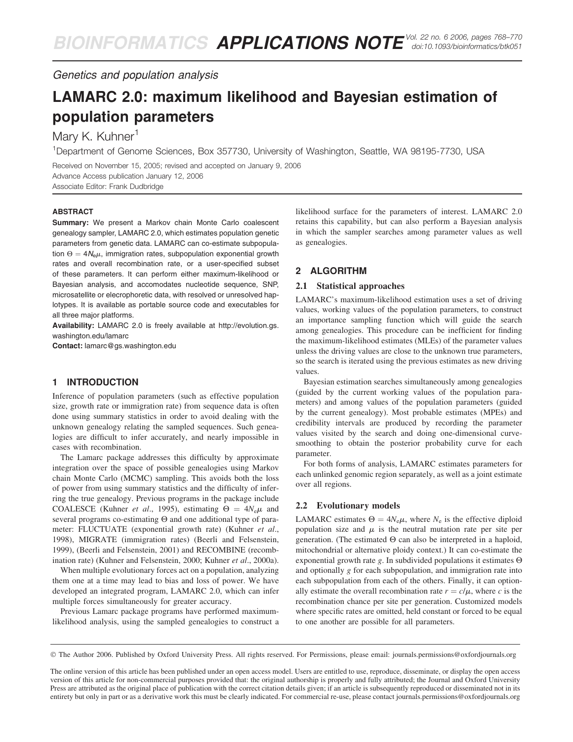*Genetics and population analysis*

# LAMARC 2.0: maximum likelihood and Bayesian estimation of population parameters

Mary K. Kuhner[1]

[1]Department of Genome Sciences, Box 357730, University of Washington, Seattle, WA 98195-7730, USA

Received on November 15, 2005; revised and accepted on January 9, 2006
Advance Access publication January 12, 2006
Associate Editor: Frank Dudbridge

## ABSTRACT

**Summary:** We present a Markov chain Monte Carlo coalescent genealogy sampler, LAMARC 2.0, which estimates population genetic parameters from genetic data. LAMARC can co-estimate subpopulation $\Theta = 4N_e\mu$, immigration rates, subpopulation exponential growth rates and overall recombination rate, or a user-specified subset of these parameters. It can perform either maximum-likelihood or Bayesian analysis, and accomodates nucleotide sequence, SNP, microsatellite or electrophoretic data, with resolved or unresolved haplotypes. It is available as portable source code and executables for all three major platforms.

**Availability:** LAMARC 2.0 is freely available at http://evolution.gs.washington.edu/lamarc

**Contact:** lamarc@gs.washington.edu

## 1 INTRODUCTION

Inference of population parameters (such as effective population size, growth rate or immigration rate) from sequence data is often done using summary statistics in order to avoid dealing with the unknown genealogy relating the sampled sequences. Such genealogies are difficult to infer accurately, and nearly impossible in cases with recombination.

The Lamarc package addresses this difficulty by approximate integration over the space of possible genealogies using Markov chain Monte Carlo (MCMC) sampling. This avoids both the loss of power from using summary statistics and the difficulty of inferring the true genealogy. Previous programs in the package include COALESCE (Kuhner *et al*., 1995), estimating $\Theta = 4N_e\mu$ and several programs co-estimating $\Theta$ and one additional type of parameter: FLUCTUATE (exponential growth rate) (Kuhner *et al*., 1998), MIGRATE (immigration rates) (Beerli and Felsenstein, 1999), (Beerli and Felsenstein, 2001) and RECOMBINE (recombination rate) (Kuhner and Felsenstein, 2000; Kuhner *et al*., 2000a).

When multiple evolutionary forces act on a population, analyzing them one at a time may lead to bias and loss of power. We have developed an integrated program, LAMARC 2.0, which can infer multiple forces simultaneously for greater accuracy.

Previous Lamarc package programs have performed maximum-likelihood analysis, using the sampled genealogies to construct a likelihood surface for the parameters of interest. LAMARC 2.0 retains this capability, but can also perform a Bayesian analysis in which the sampler searches among parameter values as well as genealogies.

## 2 ALGORITHM

### 2.1 Statistical approaches

LAMARC's maximum-likelihood estimation uses a set of driving values, working values of the population parameters, to construct an importance sampling function which will guide the search among genealogies. This procedure can be inefficient for finding the maximum-likelihood estimates (MLEs) of the parameter values unless the driving values are close to the unknown true parameters, so the search is iterated using the previous estimates as new driving values.

Bayesian estimation searches simultaneously among genealogies (guided by the current working values of the population parameters) and among values of the population parameters (guided by the current genealogy). Most probable estimates (MPEs) and credibility intervals are produced by recording the parameter values visited by the search and doing one-dimensional curve-smoothing to obtain the posterior probability curve for each parameter.

For both forms of analysis, LAMARC estimates parameters for each unlinked genomic region separately, as well as a joint estimate over all regions.

### 2.2 Evolutionary models

LAMARC estimates $\Theta = 4N_e\mu$, where $N_e$ is the effective diploid population size and $\mu$ is the neutral mutation rate per site per generation. (The estimated $\Theta$ can also be interpreted in a haploid, mitochondrial or alternative ploidy context.) It can co-estimate the exponential growth rate $g$. In subdivided populations it estimates $\Theta$ and optionally $g$ for each subpopulation, and immigration rate into each subpopulation from each of the others. Finally, it can optionally estimate the overall recombination rate $r = c/\mu$, where $c$ is the recombination chance per site per generation. Customized models where specific rates are omitted, held constant or forced to be equal to one another are possible for all parameters.

© The Author 2006. Published by Oxford University Press. All rights reserved. For Permissions, please email: journals.permissions@oxfordjournals.org

The online version of this article has been published under an open access model. Users are entitled to use, reproduce, disseminate, or display the open access version of this article for non-commercial purposes provided that: the original authorship is properly and fully attributed; the Journal and Oxford University Press are attributed as the original place of publication with the correct citation details given; if an article is subsequently reproduced or disseminated not in its entirety but only in part or as a derivative work this must be clearly indicated. For commercial re-use, please contact journals.permissions@oxfordjournals.org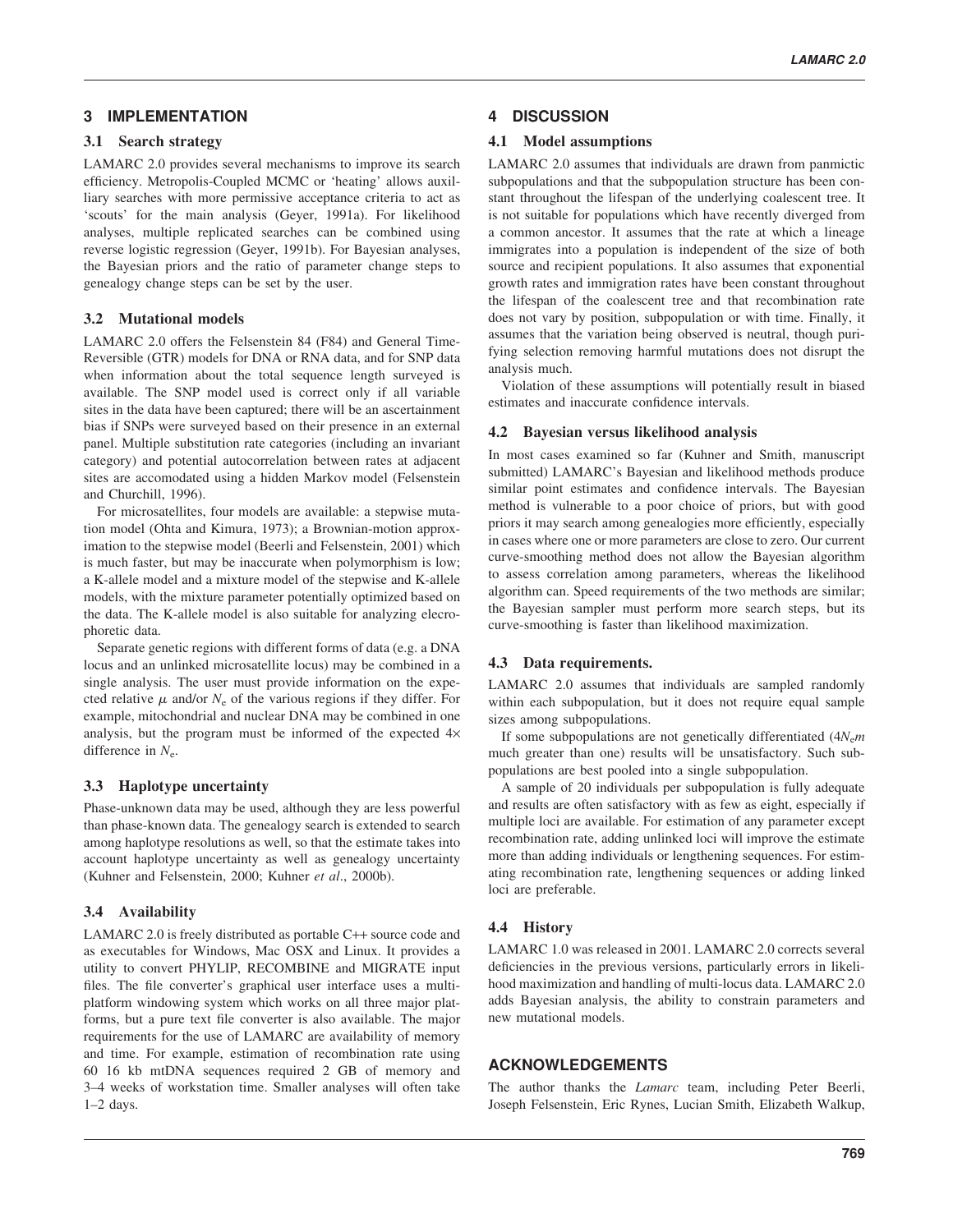## 3 IMPLEMENTATION

### 3.1 Search strategy

LAMARC 2.0 provides several mechanisms to improve its search efficiency. Metropolis-Coupled MCMC or 'heating' allows auxilliary searches with more permissive acceptance criteria to act as 'scouts' for the main analysis (Geyer, 1991a). For likelihood analyses, multiple replicated searches can be combined using reverse logistic regression (Geyer, 1991b). For Bayesian analyses, the Bayesian priors and the ratio of parameter change steps to genealogy change steps can be set by the user.

### 3.2 Mutational models

LAMARC 2.0 offers the Felsenstein 84 (F84) and General Time-Reversible (GTR) models for DNA or RNA data, and for SNP data when information about the total sequence length surveyed is available. The SNP model used is correct only if all variable sites in the data have been captured; there will be an ascertainment bias if SNPs were surveyed based on their presence in an external panel. Multiple substitution rate categories (including an invariant category) and potential autocorrelation between rates at adjacent sites are accomodated using a hidden Markov model (Felsenstein and Churchill, 1996).

For microsatellites, four models are available: a stepwise mutation model (Ohta and Kimura, 1973); a Brownian-motion approximation to the stepwise model (Beerli and Felsenstein, 2001) which is much faster, but may be inaccurate when polymorphism is low; a K-allele model and a mixture model of the stepwise and K-allele models, with the mixture parameter potentially optimized based on the data. The K-allele model is also suitable for analyzing elecrophoretic data.

Separate genetic regions with different forms of data (e.g. a DNA locus and an unlinked microsatellite locus) may be combined in a single analysis. The user must provide information on the expected relative $\mu$ and/or $N_e$ of the various regions if they differ. For example, mitochondrial and nuclear DNA may be combined in one analysis, but the program must be informed of the expected $4\times$ difference in $N_e$.

### 3.3 Haplotype uncertainty

Phase-unknown data may be used, although they are less powerful than phase-known data. The genealogy search is extended to search among haplotype resolutions as well, so that the estimate takes into account haplotype uncertainty as well as genealogy uncertainty (Kuhner and Felsenstein, 2000; Kuhner *et al*., 2000b).

### 3.4 Availability

LAMARC 2.0 is freely distributed as portable C++ source code and as executables for Windows, Mac OSX and Linux. It provides a utility to convert PHYLIP, RECOMBINE and MIGRATE input files. The file converter's graphical user interface uses a multi-platform windowing system which works on all three major platforms, but a pure text file converter is also available. The major requirements for the use of LAMARC are availability of memory and time. For example, estimation of recombination rate using 60 16 kb mtDNA sequences required 2 GB of memory and 3–4 weeks of workstation time. Smaller analyses will often take 1–2 days.

## 4 DISCUSSION

### 4.1 Model assumptions

LAMARC 2.0 assumes that individuals are drawn from panmictic subpopulations and that the subpopulation structure has been constant throughout the lifespan of the underlying coalescent tree. It is not suitable for populations which have recently diverged from a common ancestor. It assumes that the rate at which a lineage immigrates into a population is independent of the size of both source and recipient populations. It also assumes that exponential growth rates and immigration rates have been constant throughout the lifespan of the coalescent tree and that recombination rate does not vary by position, subpopulation or with time. Finally, it assumes that the variation being observed is neutral, though purifying selection removing harmful mutations does not disrupt the analysis much.

Violation of these assumptions will potentially result in biased estimates and inaccurate confidence intervals.

### 4.2 Bayesian versus likelihood analysis

In most cases examined so far (Kuhner and Smith, manuscript submitted) LAMARC's Bayesian and likelihood methods produce similar point estimates and confidence intervals. The Bayesian method is vulnerable to a poor choice of priors, but with good priors it may search among genealogies more efficiently, especially in cases where one or more parameters are close to zero. Our current curve-smoothing method does not allow the Bayesian algorithm to assess correlation among parameters, whereas the likelihood algorithm can. Speed requirements of the two methods are similar; the Bayesian sampler must perform more search steps, but its curve-smoothing is faster than likelihood maximization.

### 4.3 Data requirements.

LAMARC 2.0 assumes that individuals are sampled randomly within each subpopulation, but it does not require equal sample sizes among subpopulations.

If some subpopulations are not genetically differentiated ($4N_em$ much greater than one) results will be unsatisfactory. Such subpopulations are best pooled into a single subpopulation.

A sample of 20 individuals per subpopulation is fully adequate and results are often satisfactory with as few as eight, especially if multiple loci are available. For estimation of any parameter except recombination rate, adding unlinked loci will improve the estimate more than adding individuals or lengthening sequences. For estimating recombination rate, lengthening sequences or adding linked loci are preferable.

### 4.4 History

LAMARC 1.0 was released in 2001. LAMARC 2.0 corrects several deficiencies in the previous versions, particularly errors in likelihood maximization and handling of multi-locus data. LAMARC 2.0 adds Bayesian analysis, the ability to constrain parameters and new mutational models.

## ACKNOWLEDGEMENTS

The author thanks the *Lamarc* team, including Peter Beerli, Joseph Felsenstein, Eric Rynes, Lucian Smith, Elizabeth Walkup,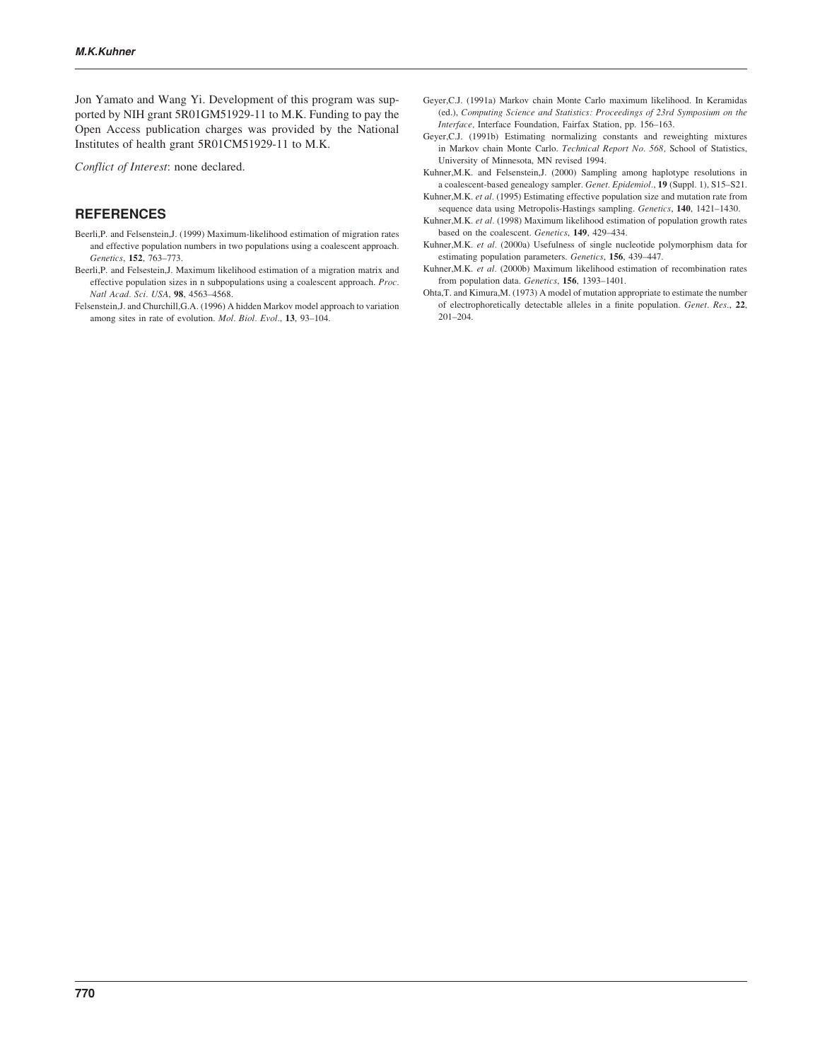Jon Yamato and Wang Yi. Development of this program was supported by NIH grant 5R01GM51929-11 to M.K. Funding to pay the Open Access publication charges was provided by the National Institutes of health grant 5R01CM51929-11 to M.K.

*Conflict of Interest*: none declared.

## REFERENCES

Beerli,P. and Felsenstein,J. (1999) Maximum-likelihood estimation of migration rates and effective population numbers in two populations using a coalescent approach. *Genetics*, **152**, 763–773.

Beerli,P. and Felsestein,J. Maximum likelihood estimation of a migration matrix and effective population sizes in n subpopulations using a coalescent approach. *Proc. Natl Acad. Sci. USA*, **98**, 4563–4568.

Felsenstein,J. and Churchill,G.A. (1996) A hidden Markov model approach to variation among sites in rate of evolution. *Mol. Biol. Evol.*, **13**, 93–104.

Geyer,C.J. (1991a) Markov chain Monte Carlo maximum likelihood. In Keramidas (ed.), *Computing Science and Statistics: Proceedings of 23rd Symposium on the Interface*, Interface Foundation, Fairfax Station, pp. 156–163.

Geyer,C.J. (1991b) Estimating normalizing constants and reweighting mixtures in Markov chain Monte Carlo. *Technical Report No. 568*, School of Statistics, University of Minnesota, MN revised 1994.

Kuhner,M.K. and Felsenstein,J. (2000) Sampling among haplotype resolutions in a coalescent-based genealogy sampler. *Genet. Epidemiol.*, **19** (Suppl. 1), S15–S21.

Kuhner,M.K. *et al*. (1995) Estimating effective population size and mutation rate from sequence data using Metropolis-Hastings sampling. *Genetics*, **140**, 1421–1430.

Kuhner,M.K. *et al*. (1998) Maximum likelihood estimation of population growth rates based on the coalescent. *Genetics*, **149**, 429–434.

Kuhner,M.K. *et al*. (2000a) Usefulness of single nucleotide polymorphism data for estimating population parameters. *Genetics*, **156**, 439–447.

Kuhner,M.K. *et al*. (2000b) Maximum likelihood estimation of recombination rates from population data. *Genetics*, **156**, 1393–1401.

Ohta,T. and Kimura,M. (1973) A model of mutation appropriate to estimate the number of electrophoretically detectable alleles in a finite population. *Genet. Res.*, **22**, 201–204.